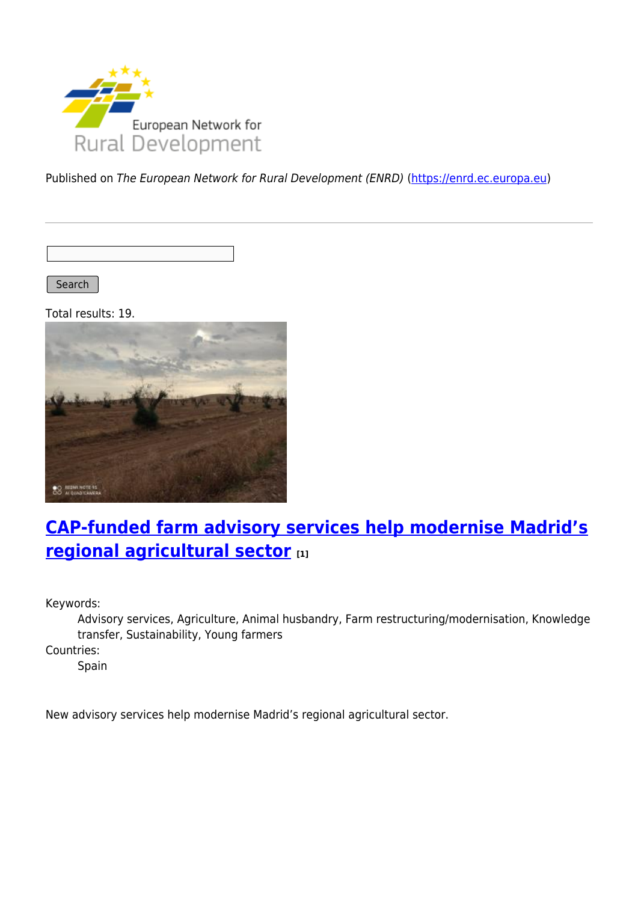European Network for Rural Development

Published on *The European Network for Rural Development (ENRD)* (https://enrd.ec.europa.eu)

Search

Total results: 19.

## CAP-funded farm advisory services help modernise Madrid's regional agricultural sector [1]

Keywords:
: Advisory services, Agriculture, Animal husbandry, Farm restructuring/modernisation, Knowledge transfer, Sustainability, Young farmers

Countries:
: Spain

New advisory services help modernise Madrid's regional agricultural sector.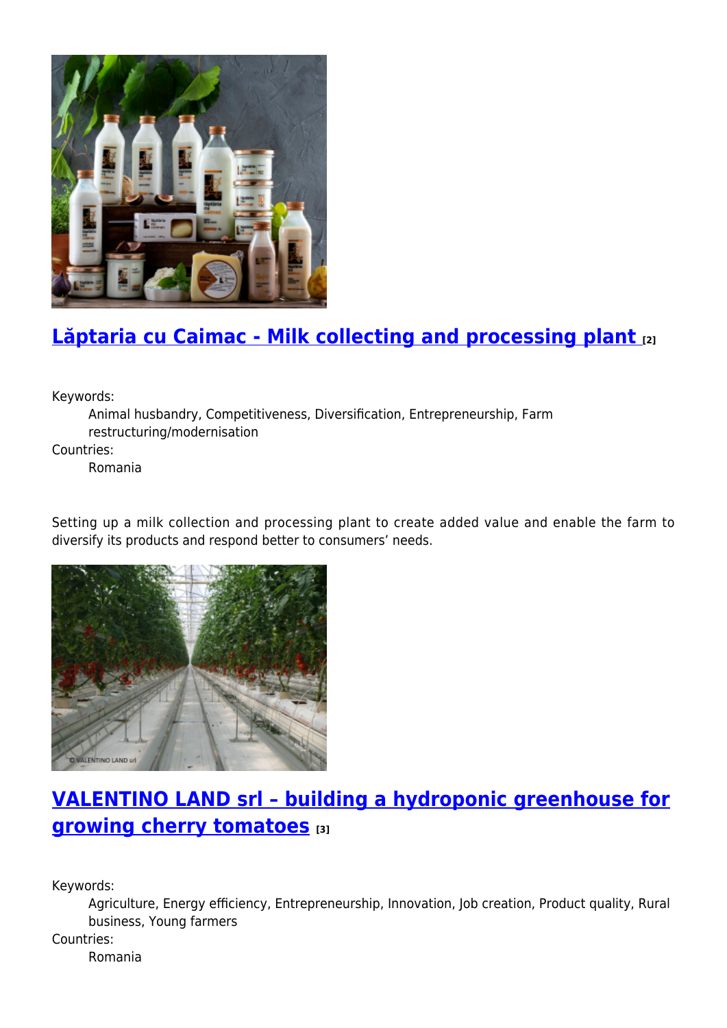## Lăptaria cu Caimac - Milk collecting and processing plant [2]

Keywords:
: Animal husbandry, Competitiveness, Diversification, Entrepreneurship, Farm restructuring/modernisation

Countries:
: Romania

Setting up a milk collection and processing plant to create added value and enable the farm to diversify its products and respond better to consumers' needs.

## VALENTINO LAND srl – building a hydroponic greenhouse for growing cherry tomatoes [3]

Keywords:
: Agriculture, Energy efficiency, Entrepreneurship, Innovation, Job creation, Product quality, Rural business, Young farmers

Countries:
: Romania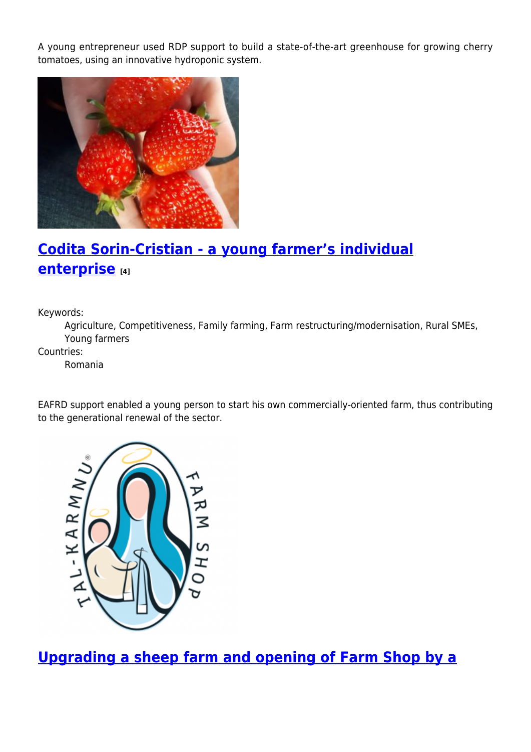A young entrepreneur used RDP support to build a state-of-the-art greenhouse for growing cherry tomatoes, using an innovative hydroponic system.

## Codita Sorin-Cristian - a young farmer's individual enterprise [4]

Keywords:
: Agriculture, Competitiveness, Family farming, Farm restructuring/modernisation, Rural SMEs, Young farmers

Countries:
: Romania

EAFRD support enabled a young person to start his own commercially-oriented farm, thus contributing to the generational renewal of the sector.

## Upgrading a sheep farm and opening of Farm Shop by a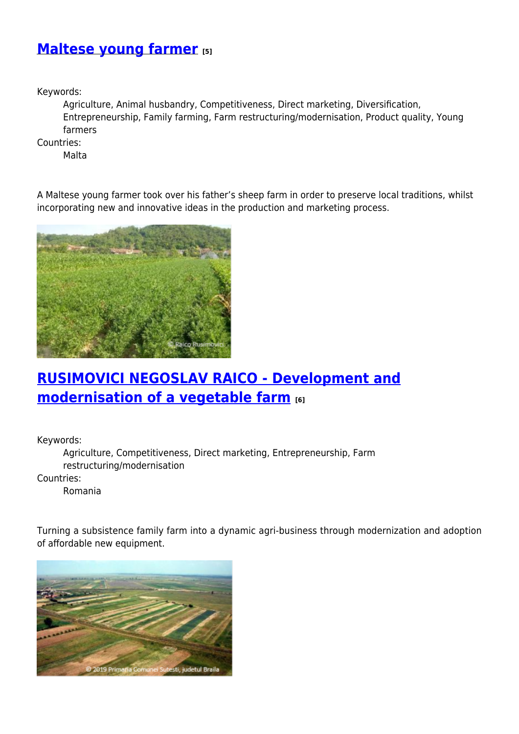## Maltese young farmer [5]

Keywords:

Agriculture, Animal husbandry, Competitiveness, Direct marketing, Diversification, Entrepreneurship, Family farming, Farm restructuring/modernisation, Product quality, Young farmers

Countries:

Malta

A Maltese young farmer took over his father's sheep farm in order to preserve local traditions, whilst incorporating new and innovative ideas in the production and marketing process.

## RUSIMOVICI NEGOSLAV RAICO - Development and modernisation of a vegetable farm [6]

Keywords:

Agriculture, Competitiveness, Direct marketing, Entrepreneurship, Farm restructuring/modernisation

Countries:

Romania

Turning a subsistence family farm into a dynamic agri-business through modernization and adoption of affordable new equipment.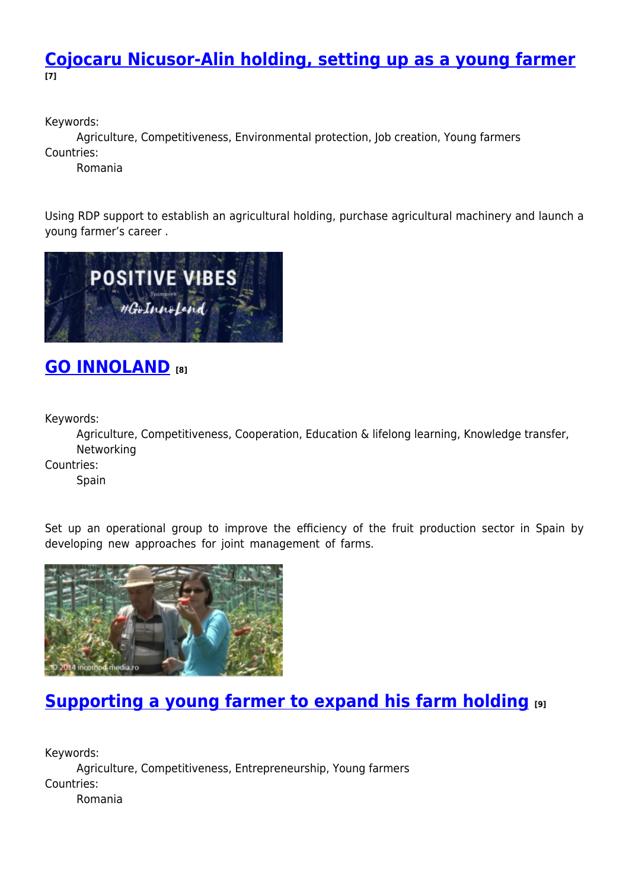## [Cojocaru Nicusor-Alin holding, setting up as a young farmer](#) [7]

Keywords:
: Agriculture, Competitiveness, Environmental protection, Job creation, Young farmers

Countries:
: Romania

Using RDP support to establish an agricultural holding, purchase agricultural machinery and launch a young farmer's career .

## [GO INNOLAND](#) [8]

Keywords:
: Agriculture, Competitiveness, Cooperation, Education & lifelong learning, Knowledge transfer, Networking

Countries:
: Spain

Set up an operational group to improve the efficiency of the fruit production sector in Spain by developing new approaches for joint management of farms.

## [Supporting a young farmer to expand his farm holding](#) [9]

Keywords:
: Agriculture, Competitiveness, Entrepreneurship, Young farmers

Countries:
: Romania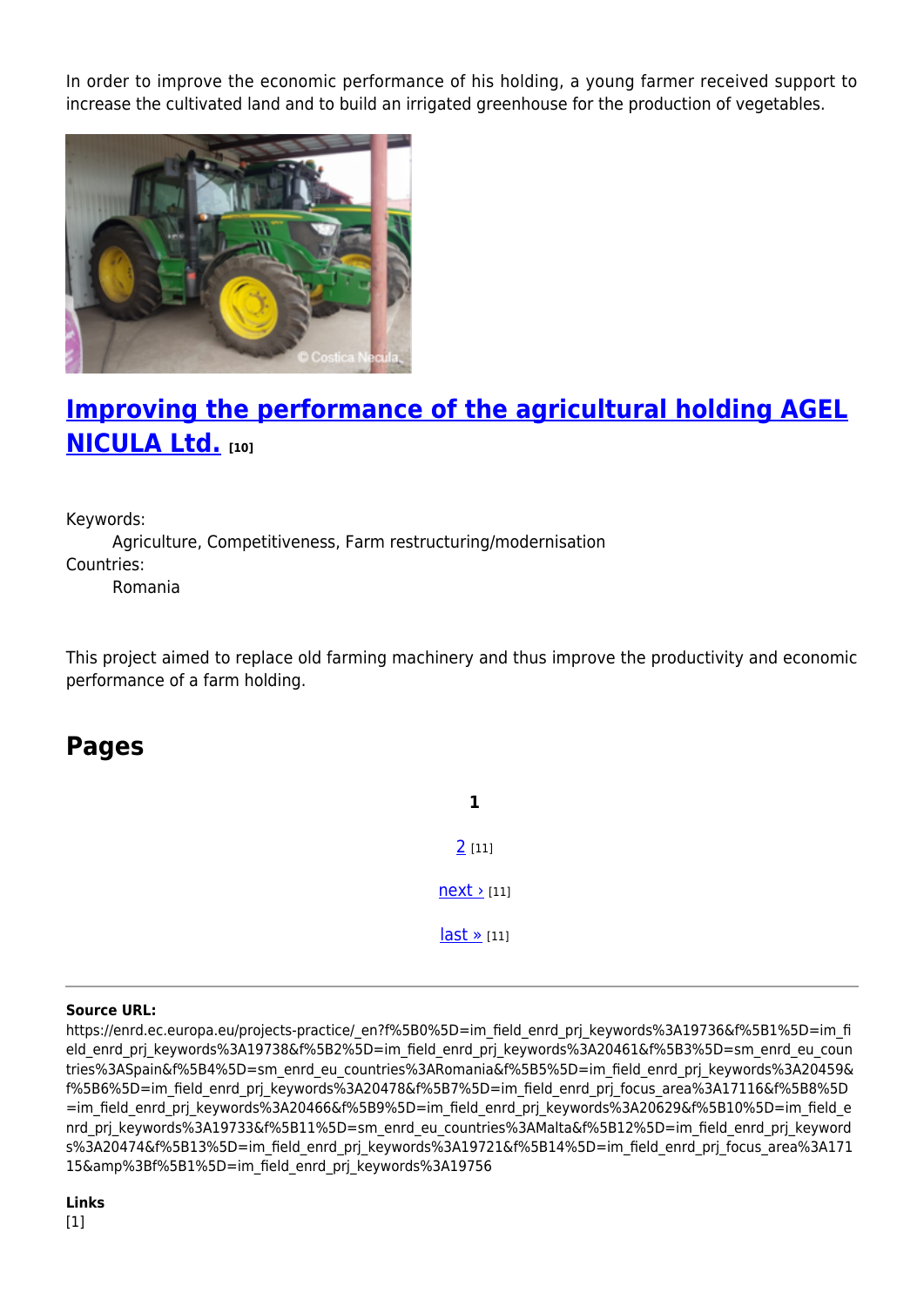In order to improve the economic performance of his holding, a young farmer received support to increase the cultivated land and to build an irrigated greenhouse for the production of vegetables.

## [Improving the performance of the agricultural holding AGEL NICULA Ltd.](#) [10]

Keywords:
  Agriculture, Competitiveness, Farm restructuring/modernisation
Countries:
  Romania

This project aimed to replace old farming machinery and thus improve the productivity and economic performance of a farm holding.

## Pages

**1**

2 [11]

next › [11]

last » [11]

---

**Source URL:**
https://enrd.ec.europa.eu/projects-practice/_en?f%5B0%5D=im_field_enrd_prj_keywords%3A19736&f%5B1%5D=im_field_enrd_prj_keywords%3A19738&f%5B2%5D=im_field_enrd_prj_keywords%3A20461&f%5B3%5D=sm_enrd_eu_countries%3ASpain&f%5B4%5D=sm_enrd_eu_countries%3ARomania&f%5B5%5D=im_field_enrd_prj_keywords%3A20459&f%5B6%5D=im_field_enrd_prj_keywords%3A20478&f%5B7%5D=im_field_enrd_prj_focus_area%3A17116&f%5B8%5D=im_field_enrd_prj_keywords%3A20466&f%5B9%5D=im_field_enrd_prj_keywords%3A20629&f%5B10%5D=im_field_enrd_prj_keywords%3A19733&f%5B11%5D=sm_enrd_eu_countries%3AMalta&f%5B12%5D=im_field_enrd_prj_keywords%3A20474&f%5B13%5D=im_field_enrd_prj_keywords%3A19721&f%5B14%5D=im_field_enrd_prj_focus_area%3A17115&amp%3Bf%5B1%5D=im_field_enrd_prj_keywords%3A19756

**Links**
[1]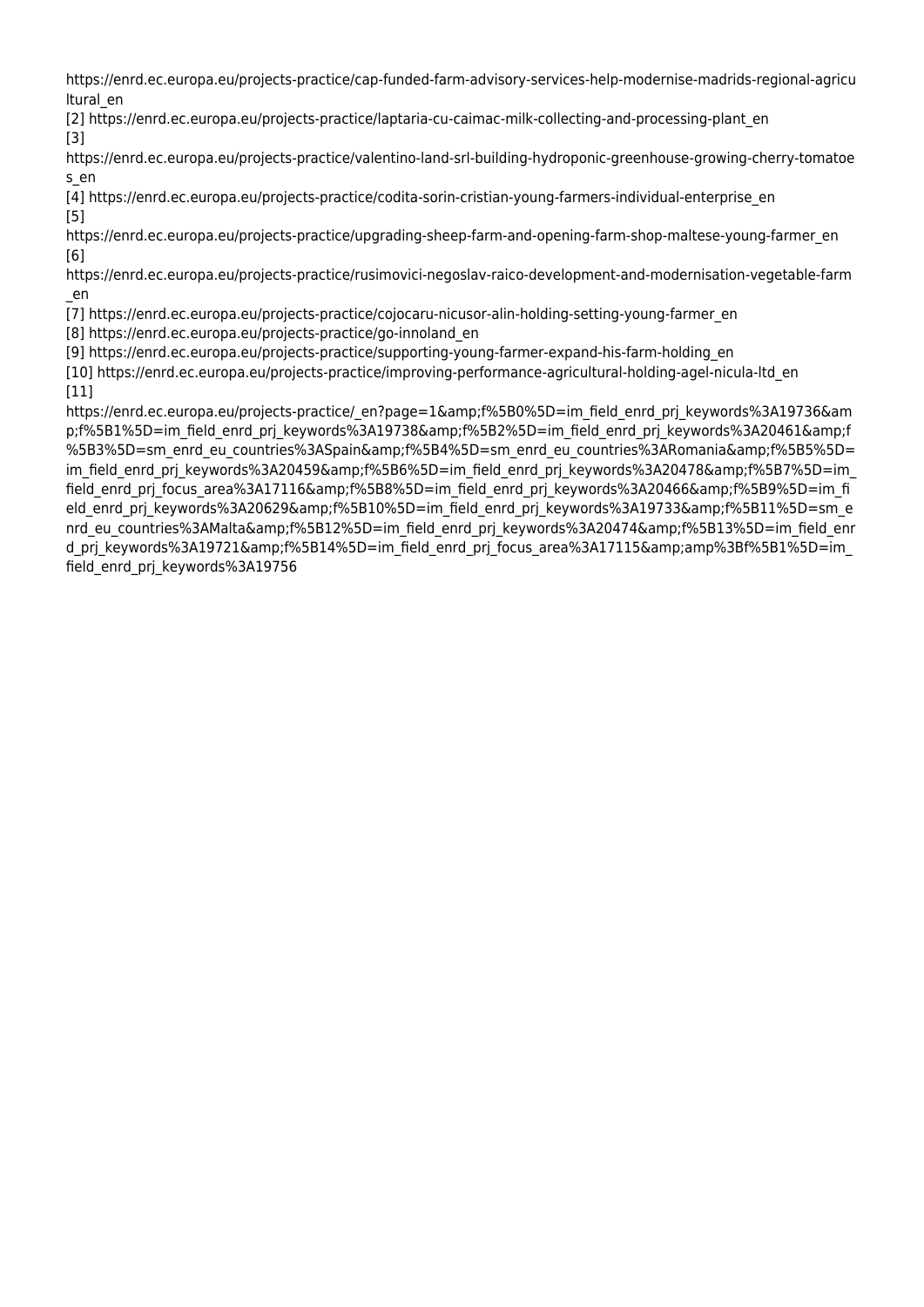https://enrd.ec.europa.eu/projects-practice/cap-funded-farm-advisory-services-help-modernise-madrids-regional-agricultural_en

[2] https://enrd.ec.europa.eu/projects-practice/laptaria-cu-caimac-milk-collecting-and-processing-plant_en

[3] https://enrd.ec.europa.eu/projects-practice/valentino-land-srl-building-hydroponic-greenhouse-growing-cherry-tomatoes_en

[4] https://enrd.ec.europa.eu/projects-practice/codita-sorin-cristian-young-farmers-individual-enterprise_en

[5] https://enrd.ec.europa.eu/projects-practice/upgrading-sheep-farm-and-opening-farm-shop-maltese-young-farmer_en

[6] https://enrd.ec.europa.eu/projects-practice/rusimovici-negoslav-raico-development-and-modernisation-vegetable-farm_en

[7] https://enrd.ec.europa.eu/projects-practice/cojocaru-nicusor-alin-holding-setting-young-farmer_en

[8] https://enrd.ec.europa.eu/projects-practice/go-innoland_en

[9] https://enrd.ec.europa.eu/projects-practice/supporting-young-farmer-expand-his-farm-holding_en

[10] https://enrd.ec.europa.eu/projects-practice/improving-performance-agricultural-holding-agel-nicula-ltd_en

[11] https://enrd.ec.europa.eu/projects-practice/_en?page=1&amp;f%5B0%5D=im_field_enrd_prj_keywords%3A19736&amp;f%5B1%5D=im_field_enrd_prj_keywords%3A19738&amp;f%5B2%5D=im_field_enrd_prj_keywords%3A20461&amp;f%5B3%5D=sm_enrd_eu_countries%3ASpain&amp;f%5B4%5D=sm_enrd_eu_countries%3ARomania&amp;f%5B5%5D=im_field_enrd_prj_keywords%3A20459&amp;f%5B6%5D=im_field_enrd_prj_keywords%3A20478&amp;f%5B7%5D=im_field_enrd_prj_focus_area%3A17116&amp;f%5B8%5D=im_field_enrd_prj_keywords%3A20466&amp;f%5B9%5D=im_field_enrd_prj_keywords%3A20629&amp;f%5B10%5D=im_field_enrd_prj_keywords%3A19733&amp;f%5B11%5D=sm_enrd_eu_countries%3AMalta&amp;f%5B12%5D=im_field_enrd_prj_keywords%3A20474&amp;f%5B13%5D=im_field_enrd_prj_keywords%3A19721&amp;f%5B14%5D=im_field_enrd_prj_focus_area%3A17115&amp;amp%3Bf%5B1%5D=im_field_enrd_prj_keywords%3A19756